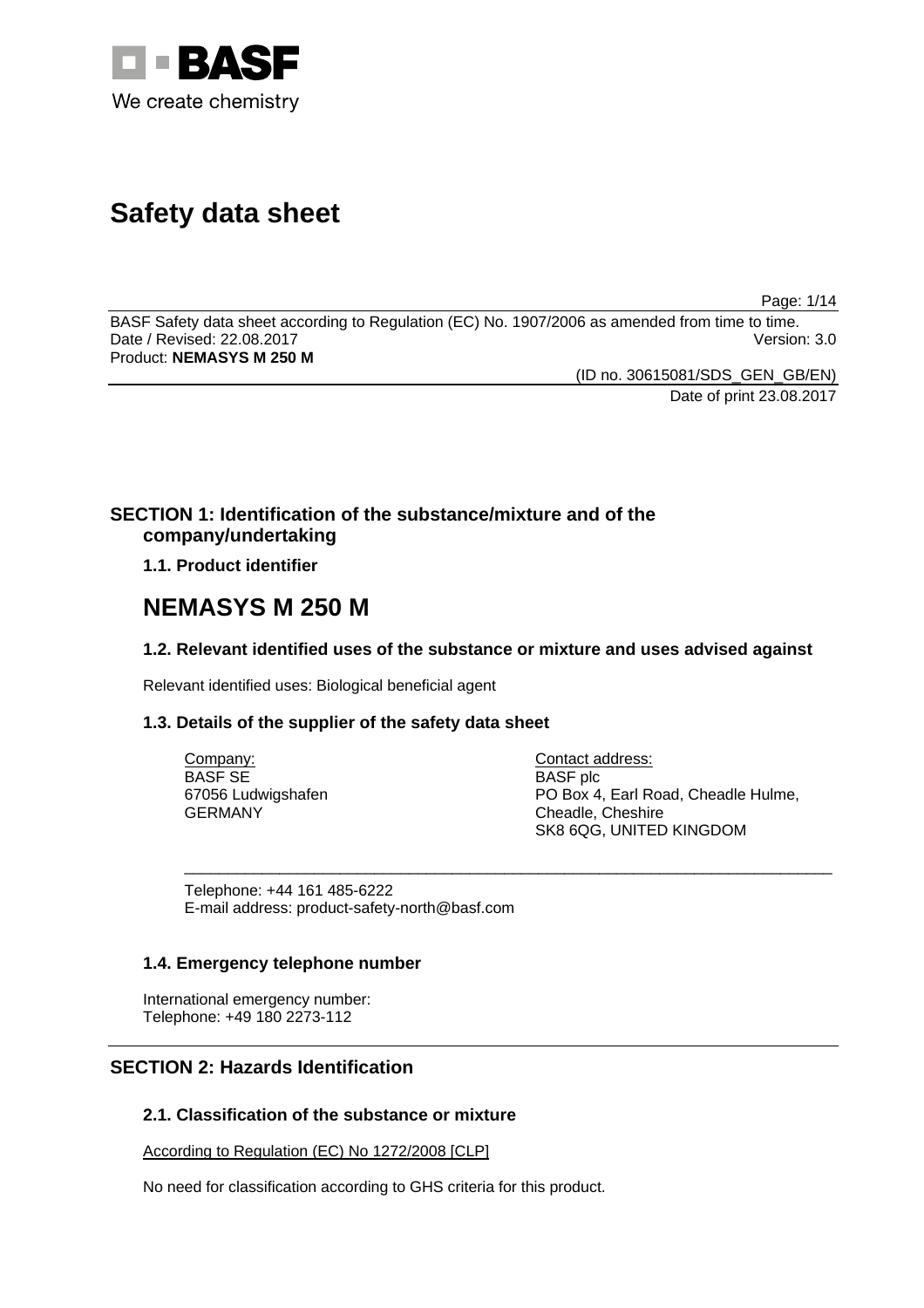BASF

We create chemistry

# Safety data sheet

BASF Safety data sheet according to Regulation (EC) No. 1907/2006 as amended from time to time.
Date / Revised: 22.08.2017 Version: 3.0
Product: **NEMASYS M 250 M**

(ID no. 30615081/SDS_GEN_GB/EN)
Date of print 23.08.2017

## SECTION 1: Identification of the substance/mixture and of the company/undertaking

### 1.1. Product identifier

# NEMASYS M 250 M

### 1.2. Relevant identified uses of the substance or mixture and uses advised against

Relevant identified uses: Biological beneficial agent

### 1.3. Details of the supplier of the safety data sheet

Company:
BASF SE
67056 Ludwigshafen
GERMANY

Contact address:
BASF plc
PO Box 4, Earl Road, Cheadle Hulme,
Cheadle, Cheshire
SK8 6QG, UNITED KINGDOM

Telephone: +44 161 485-6222
E-mail address: product-safety-north@basf.com

### 1.4. Emergency telephone number

International emergency number:
Telephone: +49 180 2273-112

## SECTION 2: Hazards Identification

### 2.1. Classification of the substance or mixture

According to Regulation (EC) No 1272/2008 [CLP]

No need for classification according to GHS criteria for this product.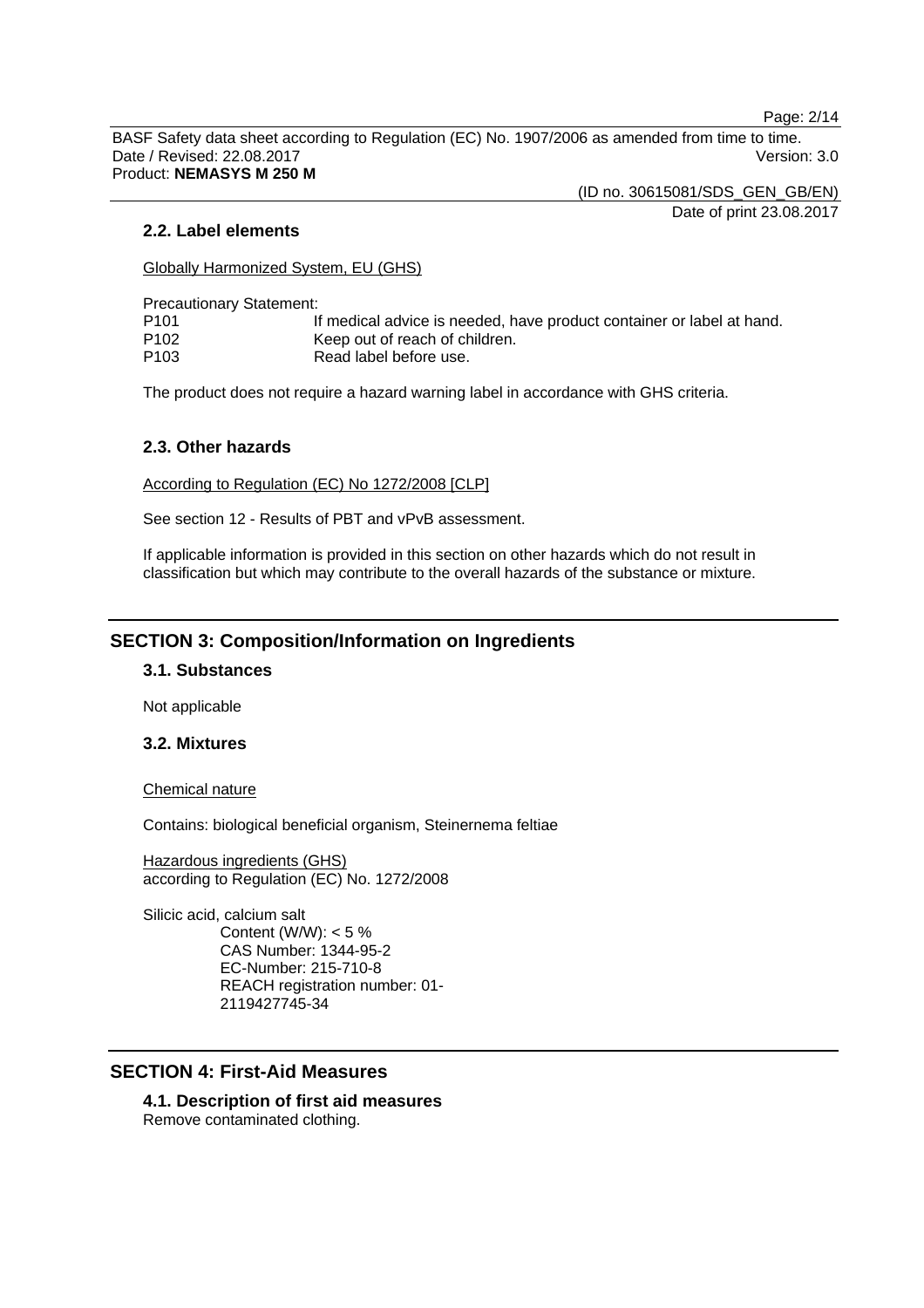### 2.2. Label elements

Globally Harmonized System, EU (GHS)

Precautionary Statement:

| | |
|---|---|
| P101 | If medical advice is needed, have product container or label at hand. |
| P102 | Keep out of reach of children. |
| P103 | Read label before use. |

The product does not require a hazard warning label in accordance with GHS criteria.

### 2.3. Other hazards

According to Regulation (EC) No 1272/2008 [CLP]

See section 12 - Results of PBT and vPvB assessment.

If applicable information is provided in this section on other hazards which do not result in classification but which may contribute to the overall hazards of the substance or mixture.

## SECTION 3: Composition/Information on Ingredients

### 3.1. Substances

Not applicable

### 3.2. Mixtures

Chemical nature

Contains: biological beneficial organism, Steinernema feltiae

Hazardous ingredients (GHS)
according to Regulation (EC) No. 1272/2008

Silicic acid, calcium salt
 Content (W/W): < 5 %
 CAS Number: 1344-95-2
 EC-Number: 215-710-8
 REACH registration number: 01-2119427745-34

## SECTION 4: First-Aid Measures

### 4.1. Description of first aid measures

Remove contaminated clothing.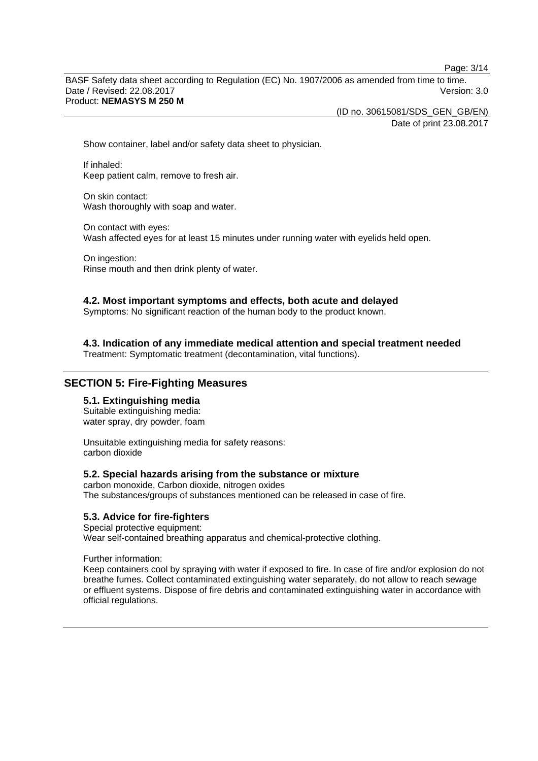Show container, label and/or safety data sheet to physician.

If inhaled:
Keep patient calm, remove to fresh air.

On skin contact:
Wash thoroughly with soap and water.

On contact with eyes:
Wash affected eyes for at least 15 minutes under running water with eyelids held open.

On ingestion:
Rinse mouth and then drink plenty of water.

### 4.2. Most important symptoms and effects, both acute and delayed

Symptoms: No significant reaction of the human body to the product known.

### 4.3. Indication of any immediate medical attention and special treatment needed

Treatment: Symptomatic treatment (decontamination, vital functions).

## SECTION 5: Fire-Fighting Measures

### 5.1. Extinguishing media

Suitable extinguishing media:
water spray, dry powder, foam

Unsuitable extinguishing media for safety reasons:
carbon dioxide

### 5.2. Special hazards arising from the substance or mixture

carbon monoxide, Carbon dioxide, nitrogen oxides
The substances/groups of substances mentioned can be released in case of fire.

### 5.3. Advice for fire-fighters

Special protective equipment:
Wear self-contained breathing apparatus and chemical-protective clothing.

Further information:
Keep containers cool by spraying with water if exposed to fire. In case of fire and/or explosion do not breathe fumes. Collect contaminated extinguishing water separately, do not allow to reach sewage or effluent systems. Dispose of fire debris and contaminated extinguishing water in accordance with official regulations.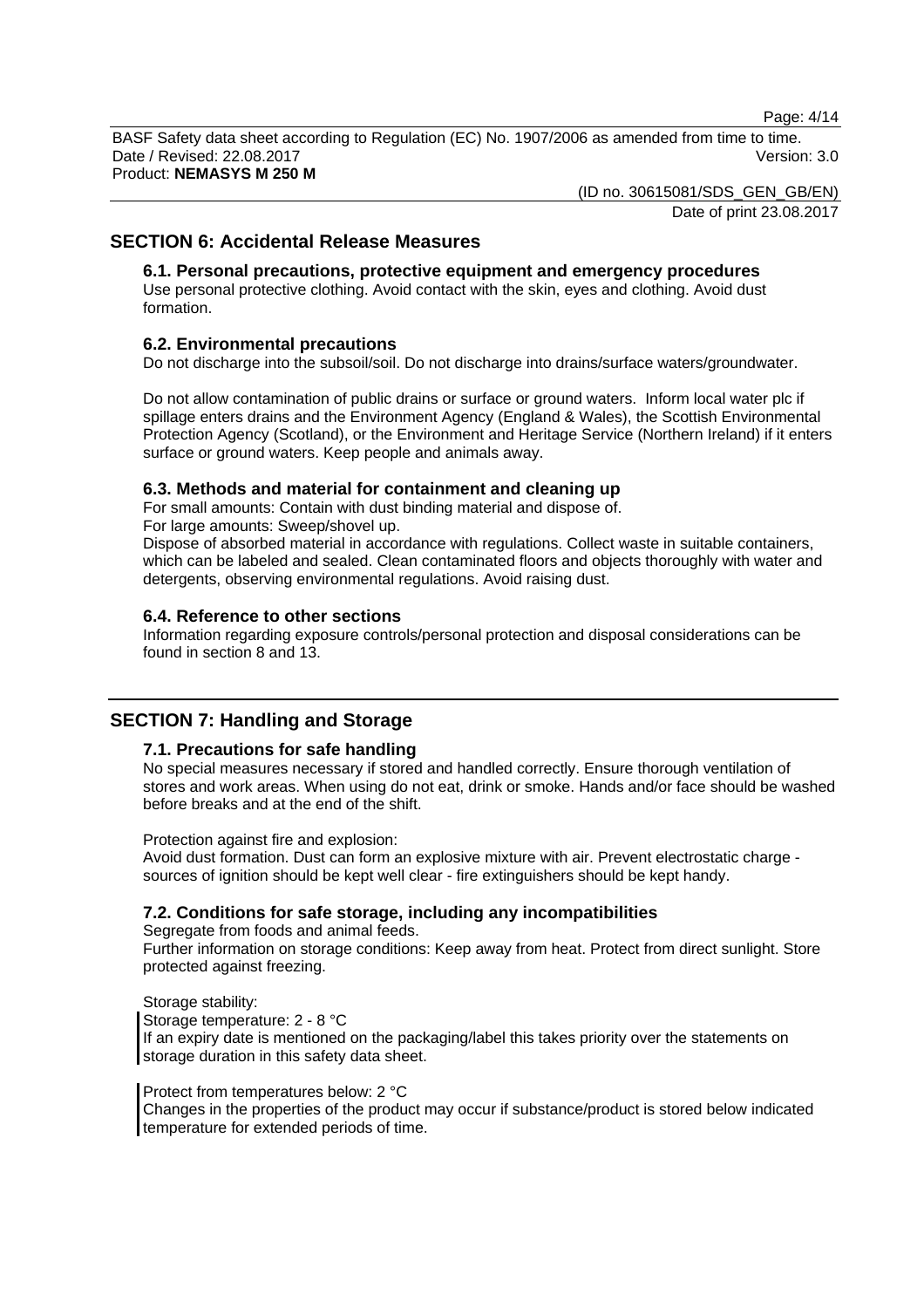## SECTION 6: Accidental Release Measures

### 6.1. Personal precautions, protective equipment and emergency procedures

Use personal protective clothing. Avoid contact with the skin, eyes and clothing. Avoid dust formation.

### 6.2. Environmental precautions

Do not discharge into the subsoil/soil. Do not discharge into drains/surface waters/groundwater.

Do not allow contamination of public drains or surface or ground waters. Inform local water plc if spillage enters drains and the Environment Agency (England & Wales), the Scottish Environmental Protection Agency (Scotland), or the Environment and Heritage Service (Northern Ireland) if it enters surface or ground waters. Keep people and animals away.

### 6.3. Methods and material for containment and cleaning up

For small amounts: Contain with dust binding material and dispose of.
For large amounts: Sweep/shovel up.
Dispose of absorbed material in accordance with regulations. Collect waste in suitable containers, which can be labeled and sealed. Clean contaminated floors and objects thoroughly with water and detergents, observing environmental regulations. Avoid raising dust.

### 6.4. Reference to other sections

Information regarding exposure controls/personal protection and disposal considerations can be found in section 8 and 13.

## SECTION 7: Handling and Storage

### 7.1. Precautions for safe handling

No special measures necessary if stored and handled correctly. Ensure thorough ventilation of stores and work areas. When using do not eat, drink or smoke. Hands and/or face should be washed before breaks and at the end of the shift.

Protection against fire and explosion:
Avoid dust formation. Dust can form an explosive mixture with air. Prevent electrostatic charge - sources of ignition should be kept well clear - fire extinguishers should be kept handy.

### 7.2. Conditions for safe storage, including any incompatibilities

Segregate from foods and animal feeds.
Further information on storage conditions: Keep away from heat. Protect from direct sunlight. Store protected against freezing.

Storage stability:
Storage temperature: 2 - 8 °C
If an expiry date is mentioned on the packaging/label this takes priority over the statements on storage duration in this safety data sheet.

Protect from temperatures below: 2 °C
Changes in the properties of the product may occur if substance/product is stored below indicated temperature for extended periods of time.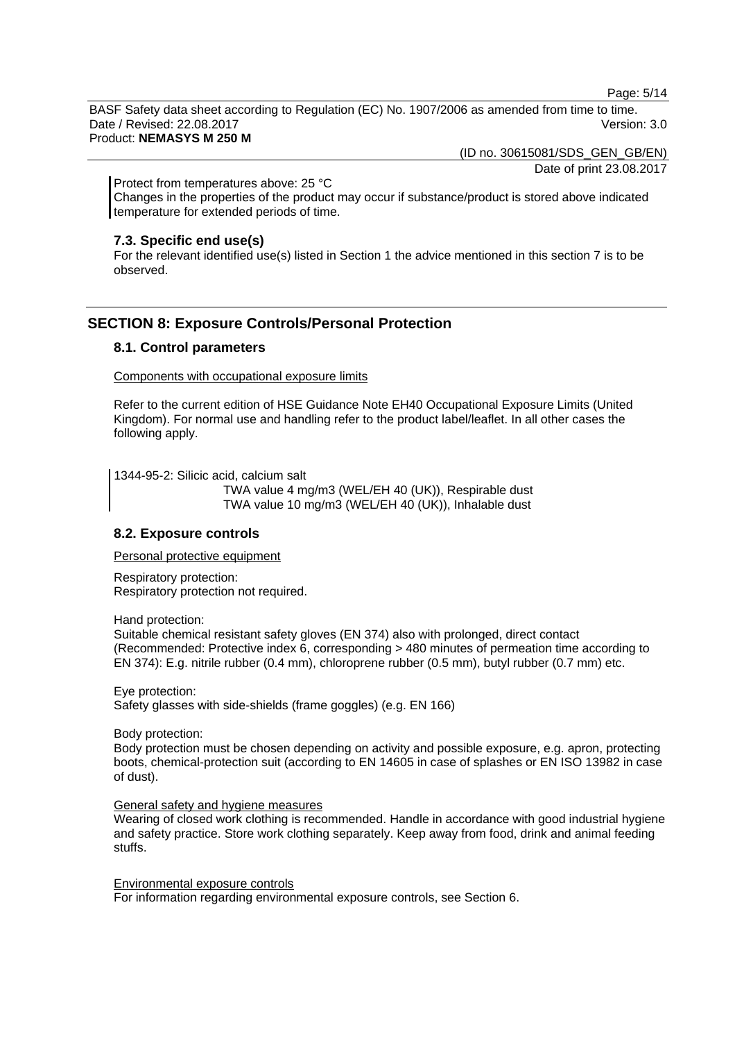Protect from temperatures above: 25 °C
Changes in the properties of the product may occur if substance/product is stored above indicated temperature for extended periods of time.

### 7.3. Specific end use(s)

For the relevant identified use(s) listed in Section 1 the advice mentioned in this section 7 is to be observed.

## SECTION 8: Exposure Controls/Personal Protection

### 8.1. Control parameters

Components with occupational exposure limits

Refer to the current edition of HSE Guidance Note EH40 Occupational Exposure Limits (United Kingdom). For normal use and handling refer to the product label/leaflet. In all other cases the following apply.

1344-95-2: Silicic acid, calcium salt
TWA value 4 mg/m3 (WEL/EH 40 (UK)), Respirable dust
TWA value 10 mg/m3 (WEL/EH 40 (UK)), Inhalable dust

### 8.2. Exposure controls

Personal protective equipment

Respiratory protection:
Respiratory protection not required.

Hand protection:
Suitable chemical resistant safety gloves (EN 374) also with prolonged, direct contact (Recommended: Protective index 6, corresponding > 480 minutes of permeation time according to EN 374): E.g. nitrile rubber (0.4 mm), chloroprene rubber (0.5 mm), butyl rubber (0.7 mm) etc.

Eye protection:
Safety glasses with side-shields (frame goggles) (e.g. EN 166)

Body protection:
Body protection must be chosen depending on activity and possible exposure, e.g. apron, protecting boots, chemical-protection suit (according to EN 14605 in case of splashes or EN ISO 13982 in case of dust).

General safety and hygiene measures
Wearing of closed work clothing is recommended. Handle in accordance with good industrial hygiene and safety practice. Store work clothing separately. Keep away from food, drink and animal feeding stuffs.

Environmental exposure controls
For information regarding environmental exposure controls, see Section 6.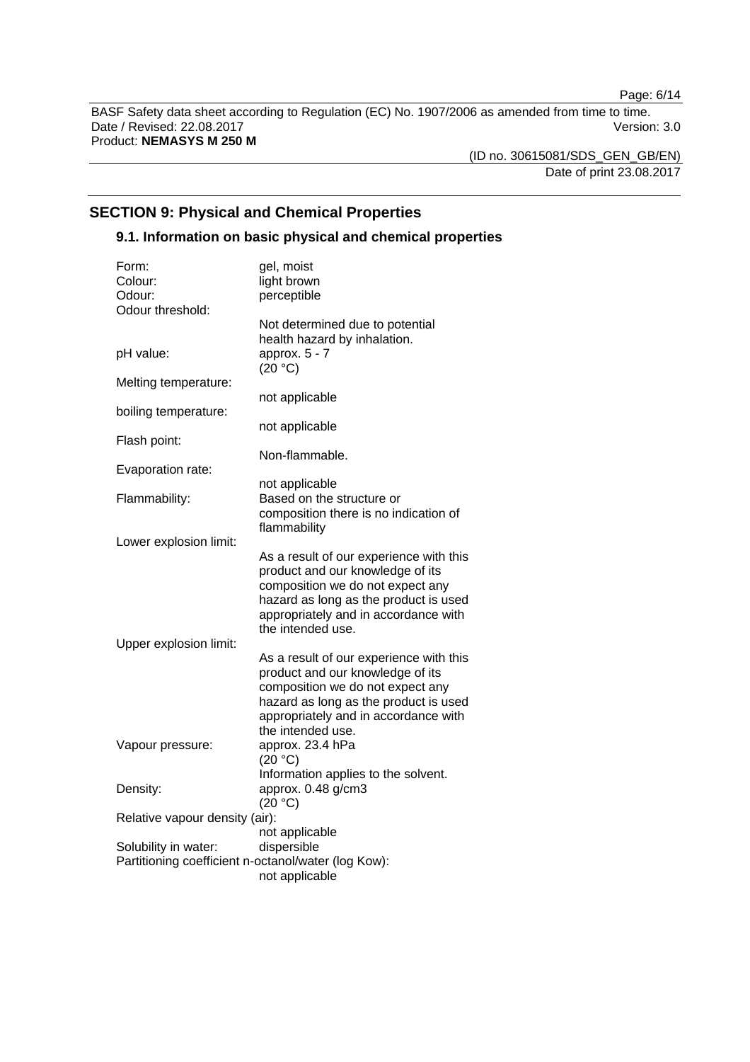## SECTION 9: Physical and Chemical Properties

### 9.1. Information on basic physical and chemical properties

| | |
|---|---|
| Form: | gel, moist |
| Colour: | light brown |
| Odour: | perceptible |
| Odour threshold: | Not determined due to potential health hazard by inhalation. |
| pH value: | approx. 5 - 7<br>(20 °C) |
| Melting temperature: | not applicable |
| boiling temperature: | not applicable |
| Flash point: | Non-flammable. |
| Evaporation rate: | not applicable |
| Flammability: | Based on the structure or composition there is no indication of flammability |
| Lower explosion limit: | As a result of our experience with this product and our knowledge of its composition we do not expect any hazard as long as the product is used appropriately and in accordance with the intended use. |
| Upper explosion limit: | As a result of our experience with this product and our knowledge of its composition we do not expect any hazard as long as the product is used appropriately and in accordance with the intended use. |
| Vapour pressure: | approx. 23.4 hPa<br>(20 °C)<br>Information applies to the solvent. |
| Density: | approx. 0.48 g/cm3<br>(20 °C) |
| Relative vapour density (air): | not applicable |
| Solubility in water: | dispersible |
| Partitioning coefficient n-octanol/water (log Kow): | not applicable |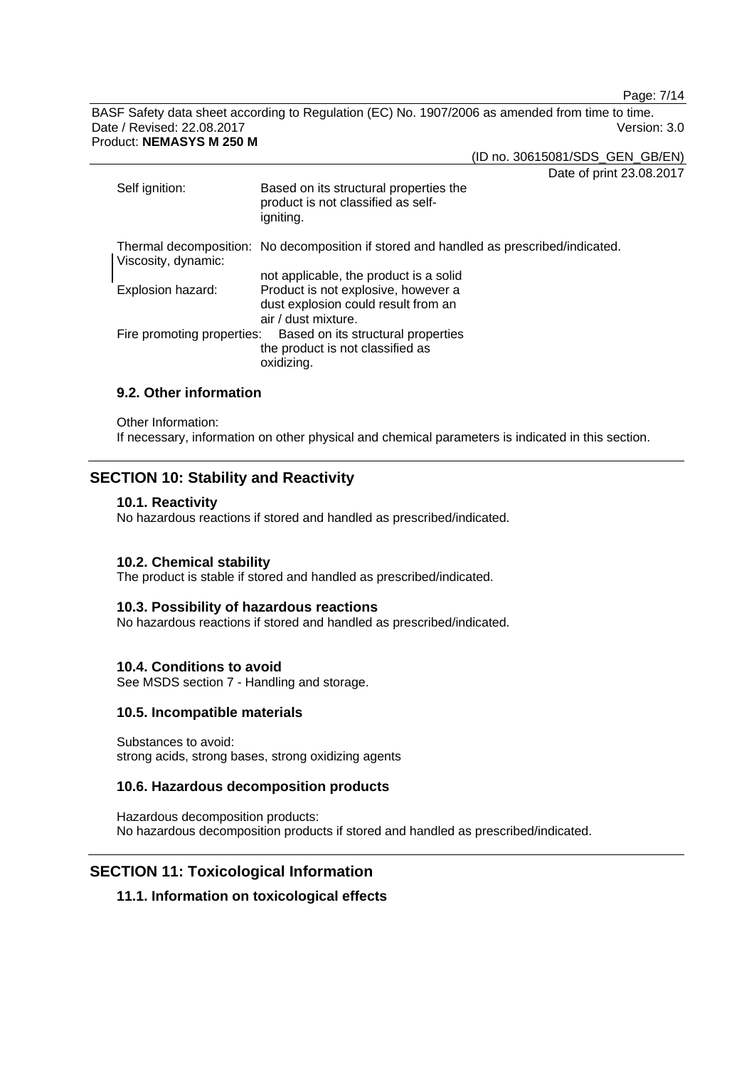| | |
|---|---|
| Self ignition: | Based on its structural properties the product is not classified as self-igniting. |
| Thermal decomposition: | No decomposition if stored and handled as prescribed/indicated. |
| Viscosity, dynamic: | not applicable, the product is a solid |
| Explosion hazard: | Product is not explosive, however a dust explosion could result from an air / dust mixture. |
| Fire promoting properties: | Based on its structural properties the product is not classified as oxidizing. |

### 9.2. Other information

Other Information:
If necessary, information on other physical and chemical parameters is indicated in this section.

## SECTION 10: Stability and Reactivity

### 10.1. Reactivity

No hazardous reactions if stored and handled as prescribed/indicated.

### 10.2. Chemical stability

The product is stable if stored and handled as prescribed/indicated.

### 10.3. Possibility of hazardous reactions

No hazardous reactions if stored and handled as prescribed/indicated.

### 10.4. Conditions to avoid

See MSDS section 7 - Handling and storage.

### 10.5. Incompatible materials

Substances to avoid:
strong acids, strong bases, strong oxidizing agents

### 10.6. Hazardous decomposition products

Hazardous decomposition products:
No hazardous decomposition products if stored and handled as prescribed/indicated.

## SECTION 11: Toxicological Information

### 11.1. Information on toxicological effects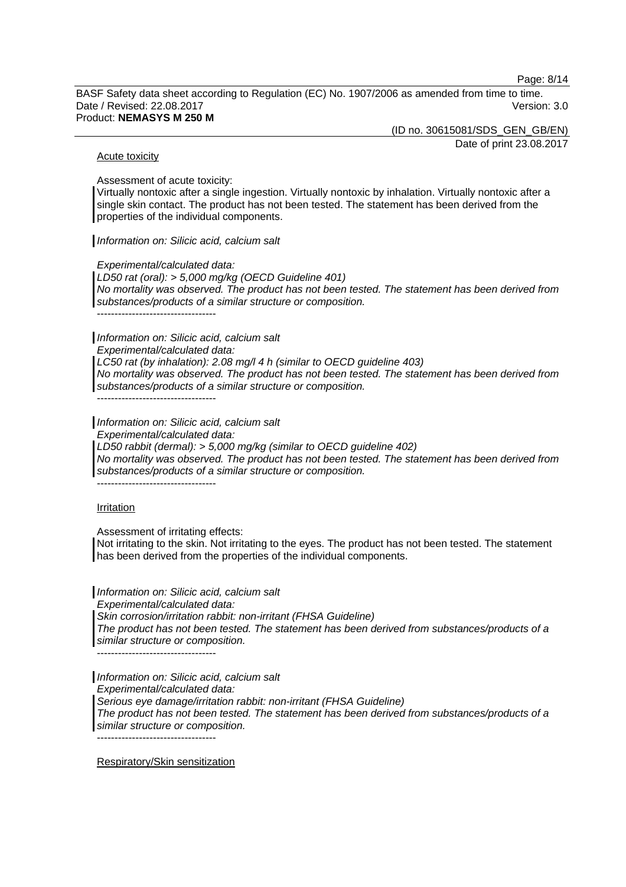Acute toxicity

Assessment of acute toxicity:
Virtually nontoxic after a single ingestion. Virtually nontoxic by inhalation. Virtually nontoxic after a single skin contact. The product has not been tested. The statement has been derived from the properties of the individual components.

*Information on: Silicic acid, calcium salt*

*Experimental/calculated data:*
*LD50 rat (oral): > 5,000 mg/kg (OECD Guideline 401)*
*No mortality was observed. The product has not been tested. The statement has been derived from substances/products of a similar structure or composition.*
----------------------------------

*Information on: Silicic acid, calcium salt*
*Experimental/calculated data:*
*LC50 rat (by inhalation): 2.08 mg/l 4 h (similar to OECD guideline 403)*
*No mortality was observed. The product has not been tested. The statement has been derived from substances/products of a similar structure or composition.*
----------------------------------

*Information on: Silicic acid, calcium salt*
*Experimental/calculated data:*
*LD50 rabbit (dermal): > 5,000 mg/kg (similar to OECD guideline 402)*
*No mortality was observed. The product has not been tested. The statement has been derived from substances/products of a similar structure or composition.*
----------------------------------

Irritation

Assessment of irritating effects:
Not irritating to the skin. Not irritating to the eyes. The product has not been tested. The statement has been derived from the properties of the individual components.

*Information on: Silicic acid, calcium salt*
*Experimental/calculated data:*
*Skin corrosion/irritation rabbit: non-irritant (FHSA Guideline)*
*The product has not been tested. The statement has been derived from substances/products of a similar structure or composition.*
----------------------------------

*Information on: Silicic acid, calcium salt*
*Experimental/calculated data:*
*Serious eye damage/irritation rabbit: non-irritant (FHSA Guideline)*
*The product has not been tested. The statement has been derived from substances/products of a similar structure or composition.*
----------------------------------

Respiratory/Skin sensitization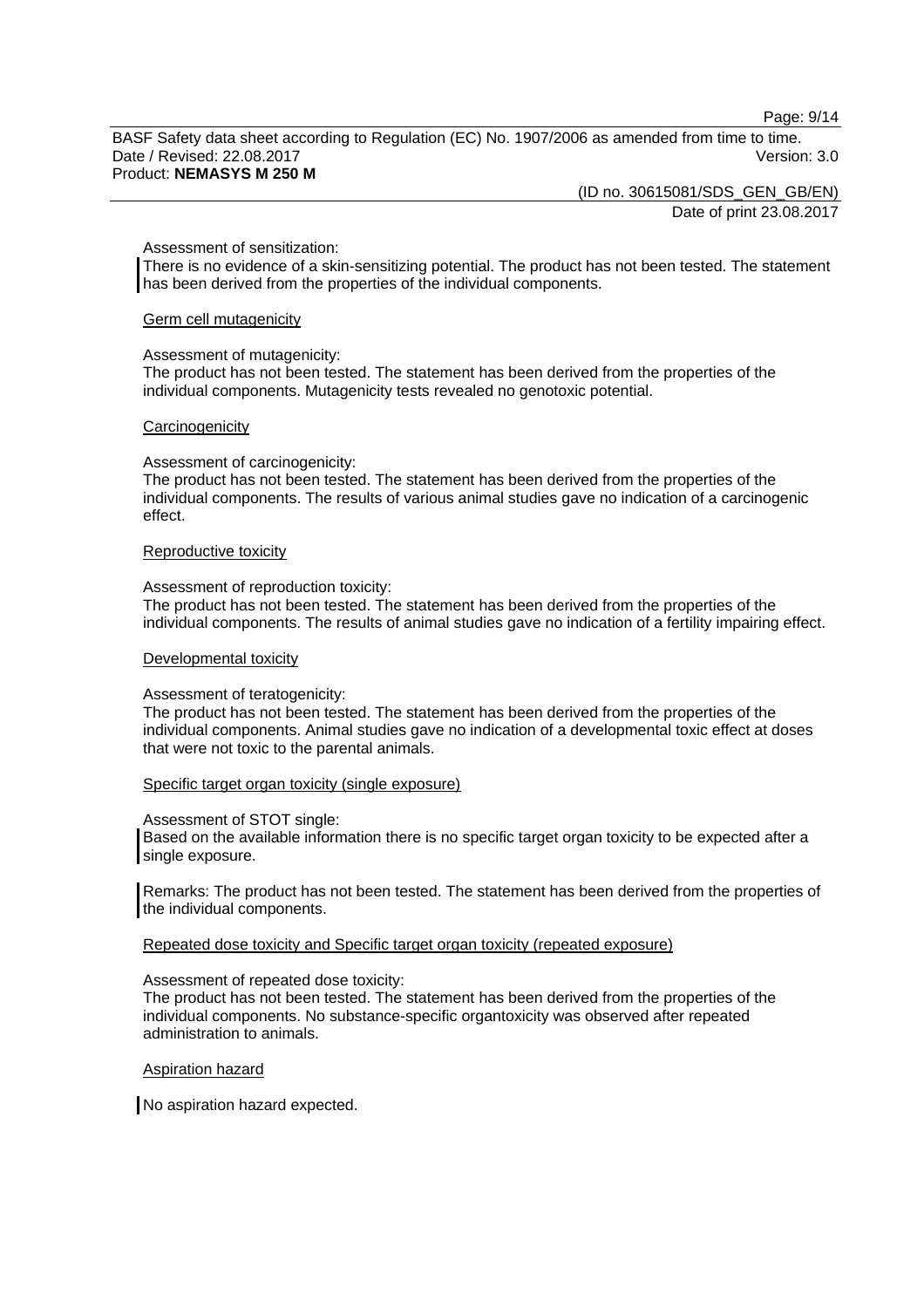Assessment of sensitization:
There is no evidence of a skin-sensitizing potential. The product has not been tested. The statement has been derived from the properties of the individual components.

### Germ cell mutagenicity

Assessment of mutagenicity:
The product has not been tested. The statement has been derived from the properties of the individual components. Mutagenicity tests revealed no genotoxic potential.

### Carcinogenicity

Assessment of carcinogenicity:
The product has not been tested. The statement has been derived from the properties of the individual components. The results of various animal studies gave no indication of a carcinogenic effect.

### Reproductive toxicity

Assessment of reproduction toxicity:
The product has not been tested. The statement has been derived from the properties of the individual components. The results of animal studies gave no indication of a fertility impairing effect.

### Developmental toxicity

Assessment of teratogenicity:
The product has not been tested. The statement has been derived from the properties of the individual components. Animal studies gave no indication of a developmental toxic effect at doses that were not toxic to the parental animals.

### Specific target organ toxicity (single exposure)

Assessment of STOT single:
Based on the available information there is no specific target organ toxicity to be expected after a single exposure.

Remarks: The product has not been tested. The statement has been derived from the properties of the individual components.

### Repeated dose toxicity and Specific target organ toxicity (repeated exposure)

Assessment of repeated dose toxicity:
The product has not been tested. The statement has been derived from the properties of the individual components. No substance-specific organtoxicity was observed after repeated administration to animals.

### Aspiration hazard

No aspiration hazard expected.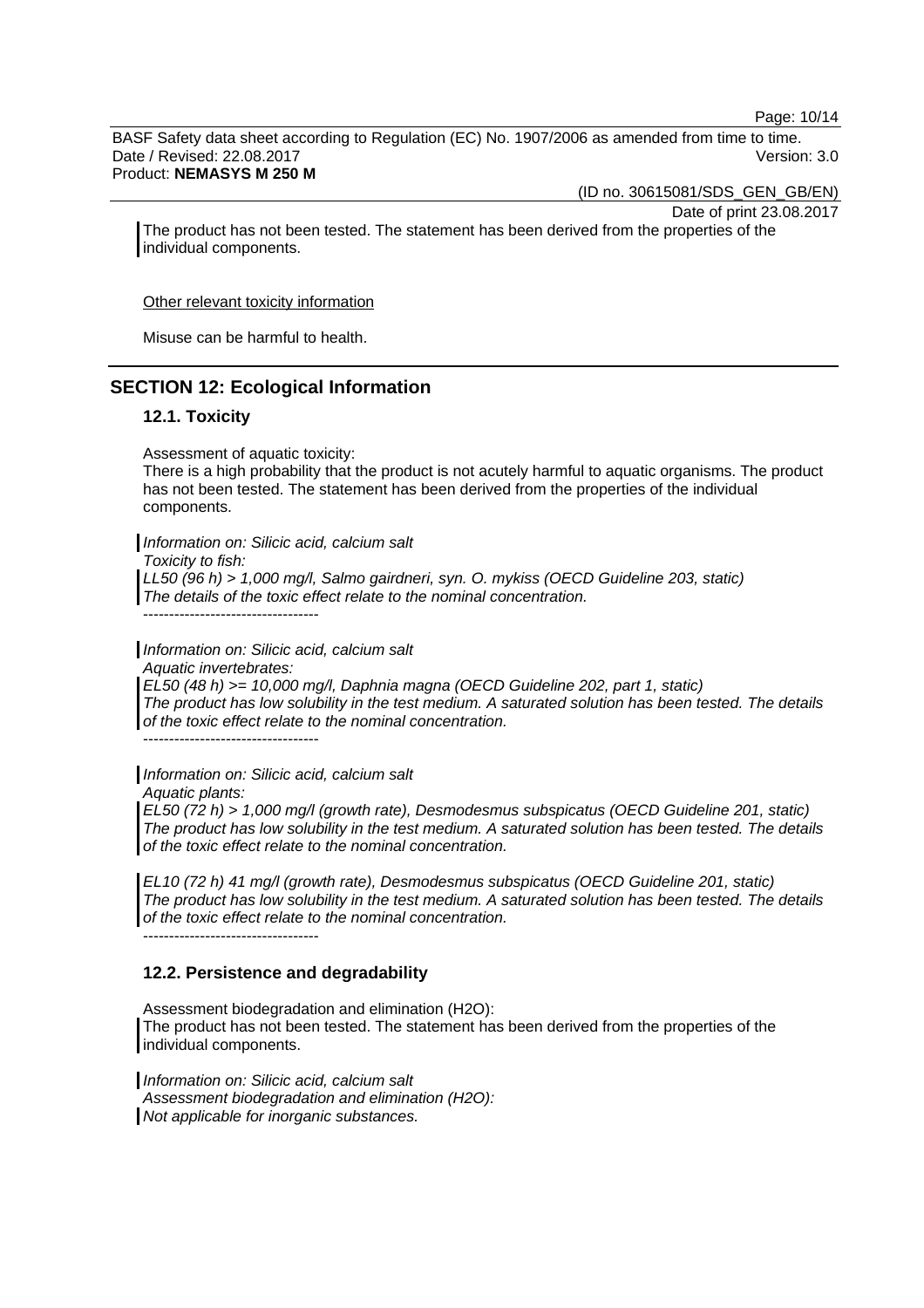The product has not been tested. The statement has been derived from the properties of the individual components.

Other relevant toxicity information

Misuse can be harmful to health.

## SECTION 12: Ecological Information

### 12.1. Toxicity

Assessment of aquatic toxicity:
There is a high probability that the product is not acutely harmful to aquatic organisms. The product has not been tested. The statement has been derived from the properties of the individual components.

*Information on: Silicic acid, calcium salt*
*Toxicity to fish:*
*LL50 (96 h) > 1,000 mg/l, Salmo gairdneri, syn. O. mykiss (OECD Guideline 203, static)*
*The details of the toxic effect relate to the nominal concentration.*
----------------------------------

*Information on: Silicic acid, calcium salt*
*Aquatic invertebrates:*
*EL50 (48 h) >= 10,000 mg/l, Daphnia magna (OECD Guideline 202, part 1, static)*
*The product has low solubility in the test medium. A saturated solution has been tested. The details of the toxic effect relate to the nominal concentration.*
----------------------------------

*Information on: Silicic acid, calcium salt*
*Aquatic plants:*
*EL50 (72 h) > 1,000 mg/l (growth rate), Desmodesmus subspicatus (OECD Guideline 201, static)*
*The product has low solubility in the test medium. A saturated solution has been tested. The details of the toxic effect relate to the nominal concentration.*

*EL10 (72 h) 41 mg/l (growth rate), Desmodesmus subspicatus (OECD Guideline 201, static)*
*The product has low solubility in the test medium. A saturated solution has been tested. The details of the toxic effect relate to the nominal concentration.*
----------------------------------

### 12.2. Persistence and degradability

Assessment biodegradation and elimination (H2O):
The product has not been tested. The statement has been derived from the properties of the individual components.

*Information on: Silicic acid, calcium salt*
*Assessment biodegradation and elimination (H2O):*
*Not applicable for inorganic substances.*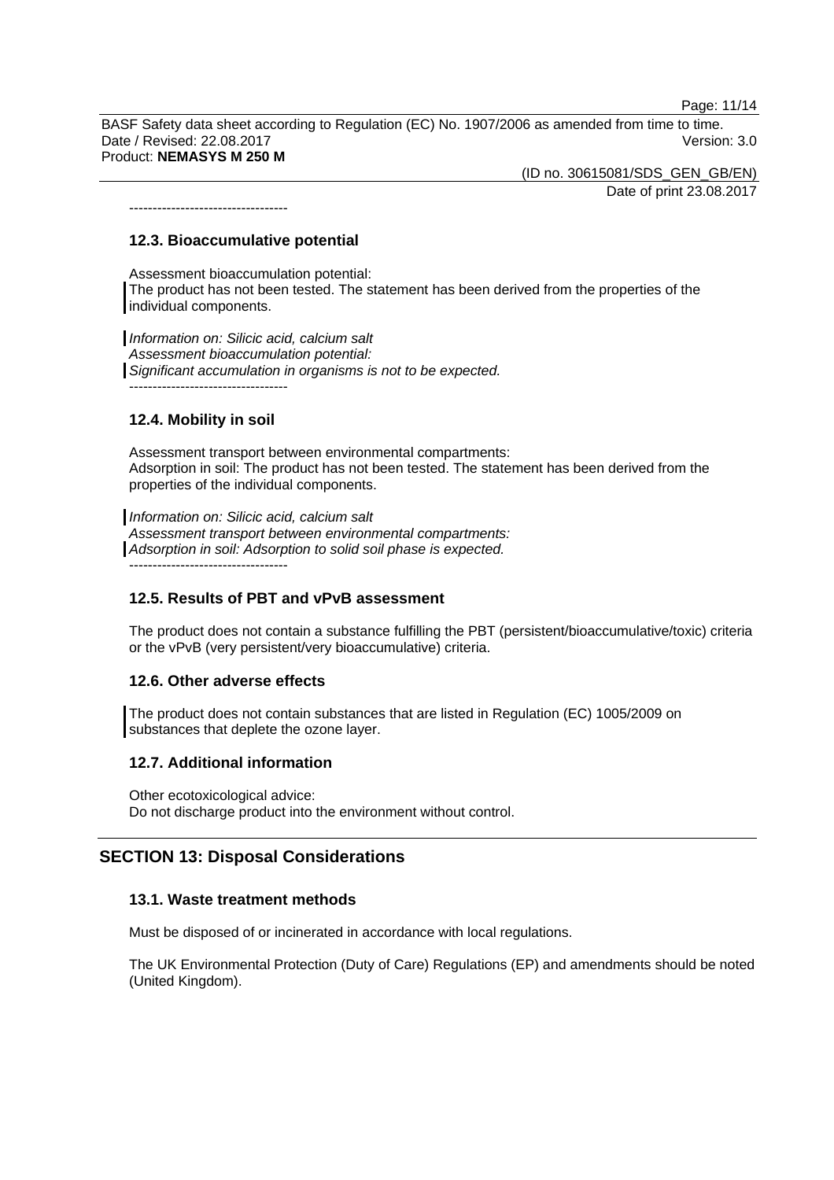----------------------------------

### 12.3. Bioaccumulative potential

Assessment bioaccumulation potential:
The product has not been tested. The statement has been derived from the properties of the individual components.

*Information on: Silicic acid, calcium salt*
*Assessment bioaccumulation potential:*
*Significant accumulation in organisms is not to be expected.*

----------------------------------

### 12.4. Mobility in soil

Assessment transport between environmental compartments:
Adsorption in soil: The product has not been tested. The statement has been derived from the properties of the individual components.

*Information on: Silicic acid, calcium salt*
*Assessment transport between environmental compartments:*
*Adsorption in soil: Adsorption to solid soil phase is expected.*

----------------------------------

### 12.5. Results of PBT and vPvB assessment

The product does not contain a substance fulfilling the PBT (persistent/bioaccumulative/toxic) criteria or the vPvB (very persistent/very bioaccumulative) criteria.

### 12.6. Other adverse effects

The product does not contain substances that are listed in Regulation (EC) 1005/2009 on substances that deplete the ozone layer.

### 12.7. Additional information

Other ecotoxicological advice:
Do not discharge product into the environment without control.

## SECTION 13: Disposal Considerations

### 13.1. Waste treatment methods

Must be disposed of or incinerated in accordance with local regulations.

The UK Environmental Protection (Duty of Care) Regulations (EP) and amendments should be noted (United Kingdom).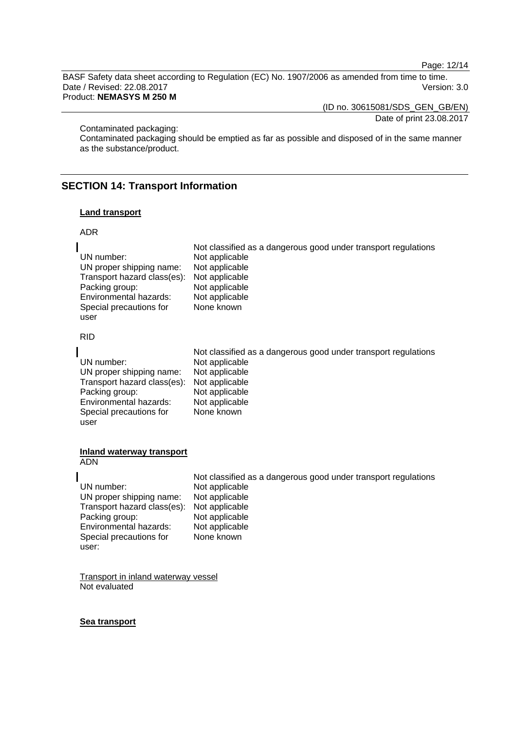Contaminated packaging:
Contaminated packaging should be emptied as far as possible and disposed of in the same manner as the substance/product.

## SECTION 14: Transport Information

**Land transport**

ADR

| | Not classified as a dangerous good under transport regulations |
|---|---|
| UN number: | Not applicable |
| UN proper shipping name: | Not applicable |
| Transport hazard class(es): | Not applicable |
| Packing group: | Not applicable |
| Environmental hazards: | Not applicable |
| Special precautions for user | None known |

RID

| | Not classified as a dangerous good under transport regulations |
|---|---|
| UN number: | Not applicable |
| UN proper shipping name: | Not applicable |
| Transport hazard class(es): | Not applicable |
| Packing group: | Not applicable |
| Environmental hazards: | Not applicable |
| Special precautions for user | None known |

**Inland waterway transport**
ADN

| | Not classified as a dangerous good under transport regulations |
|---|---|
| UN number: | Not applicable |
| UN proper shipping name: | Not applicable |
| Transport hazard class(es): | Not applicable |
| Packing group: | Not applicable |
| Environmental hazards: | Not applicable |
| Special precautions for user: | None known |

Transport in inland waterway vessel
Not evaluated

**Sea transport**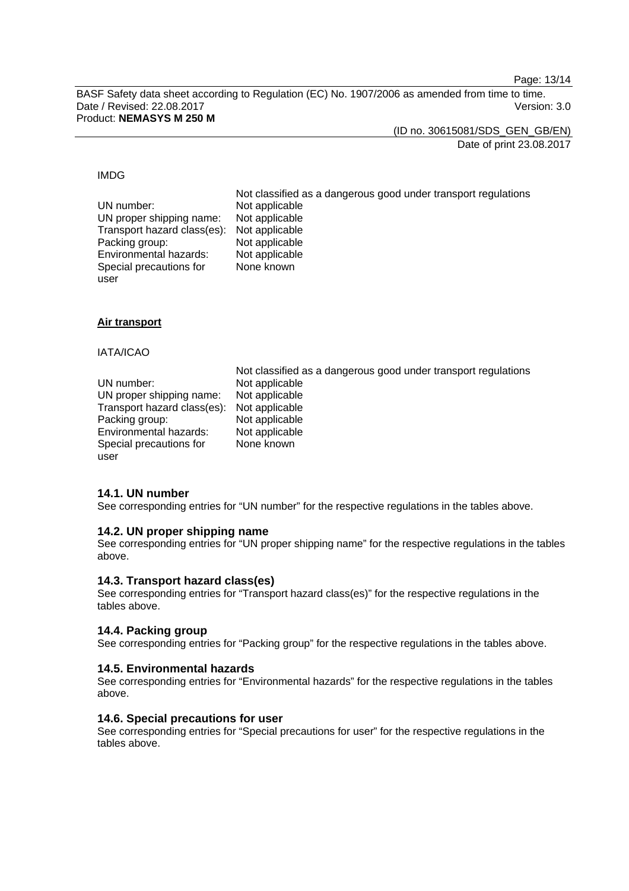IMDG

| | Not classified as a dangerous good under transport regulations |
|---|---|
| UN number: | Not applicable |
| UN proper shipping name: | Not applicable |
| Transport hazard class(es): | Not applicable |
| Packing group: | Not applicable |
| Environmental hazards: | Not applicable |
| Special precautions for user | None known |

**Air transport**

IATA/ICAO

| | Not classified as a dangerous good under transport regulations |
|---|---|
| UN number: | Not applicable |
| UN proper shipping name: | Not applicable |
| Transport hazard class(es): | Not applicable |
| Packing group: | Not applicable |
| Environmental hazards: | Not applicable |
| Special precautions for user | None known |

### 14.1. UN number

See corresponding entries for "UN number" for the respective regulations in the tables above.

### 14.2. UN proper shipping name

See corresponding entries for "UN proper shipping name" for the respective regulations in the tables above.

### 14.3. Transport hazard class(es)

See corresponding entries for "Transport hazard class(es)" for the respective regulations in the tables above.

### 14.4. Packing group

See corresponding entries for "Packing group" for the respective regulations in the tables above.

### 14.5. Environmental hazards

See corresponding entries for "Environmental hazards" for the respective regulations in the tables above.

### 14.6. Special precautions for user

See corresponding entries for "Special precautions for user" for the respective regulations in the tables above.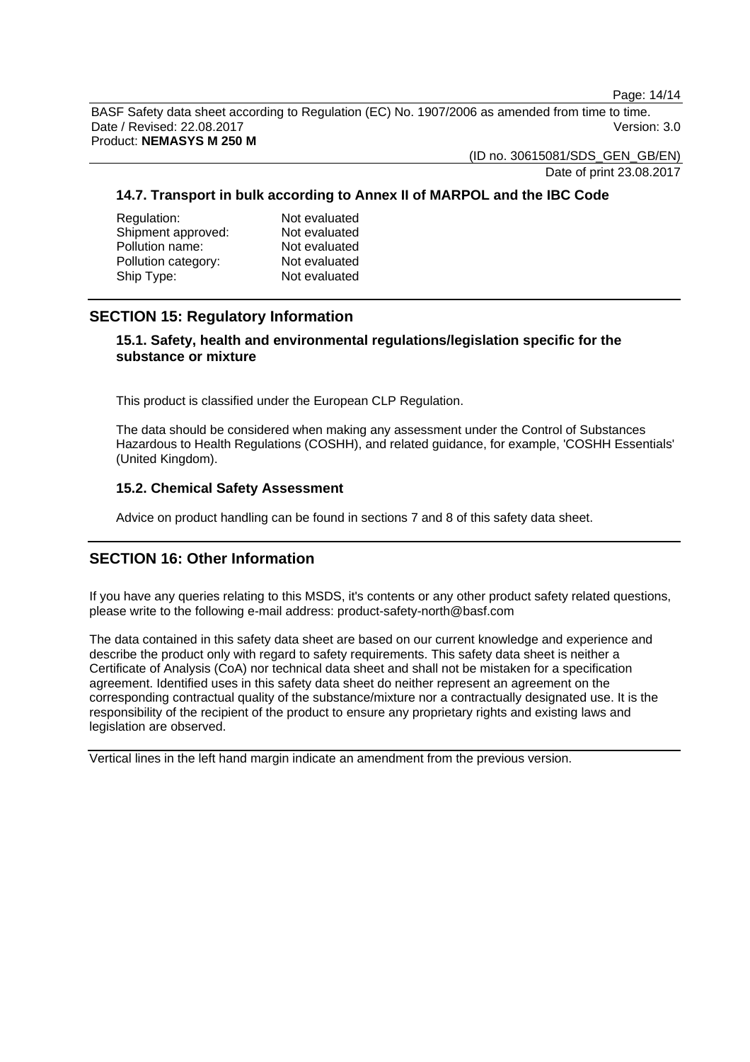### 14.7. Transport in bulk according to Annex II of MARPOL and the IBC Code

| | |
|---|---|
| Regulation: | Not evaluated |
| Shipment approved: | Not evaluated |
| Pollution name: | Not evaluated |
| Pollution category: | Not evaluated |
| Ship Type: | Not evaluated |

## SECTION 15: Regulatory Information

### 15.1. Safety, health and environmental regulations/legislation specific for the substance or mixture

This product is classified under the European CLP Regulation.

The data should be considered when making any assessment under the Control of Substances Hazardous to Health Regulations (COSHH), and related guidance, for example, 'COSHH Essentials' (United Kingdom).

### 15.2. Chemical Safety Assessment

Advice on product handling can be found in sections 7 and 8 of this safety data sheet.

## SECTION 16: Other Information

If you have any queries relating to this MSDS, it's contents or any other product safety related questions, please write to the following e-mail address: product-safety-north@basf.com

The data contained in this safety data sheet are based on our current knowledge and experience and describe the product only with regard to safety requirements. This safety data sheet is neither a Certificate of Analysis (CoA) nor technical data sheet and shall not be mistaken for a specification agreement. Identified uses in this safety data sheet do neither represent an agreement on the corresponding contractual quality of the substance/mixture nor a contractually designated use. It is the responsibility of the recipient of the product to ensure any proprietary rights and existing laws and legislation are observed.

Vertical lines in the left hand margin indicate an amendment from the previous version.